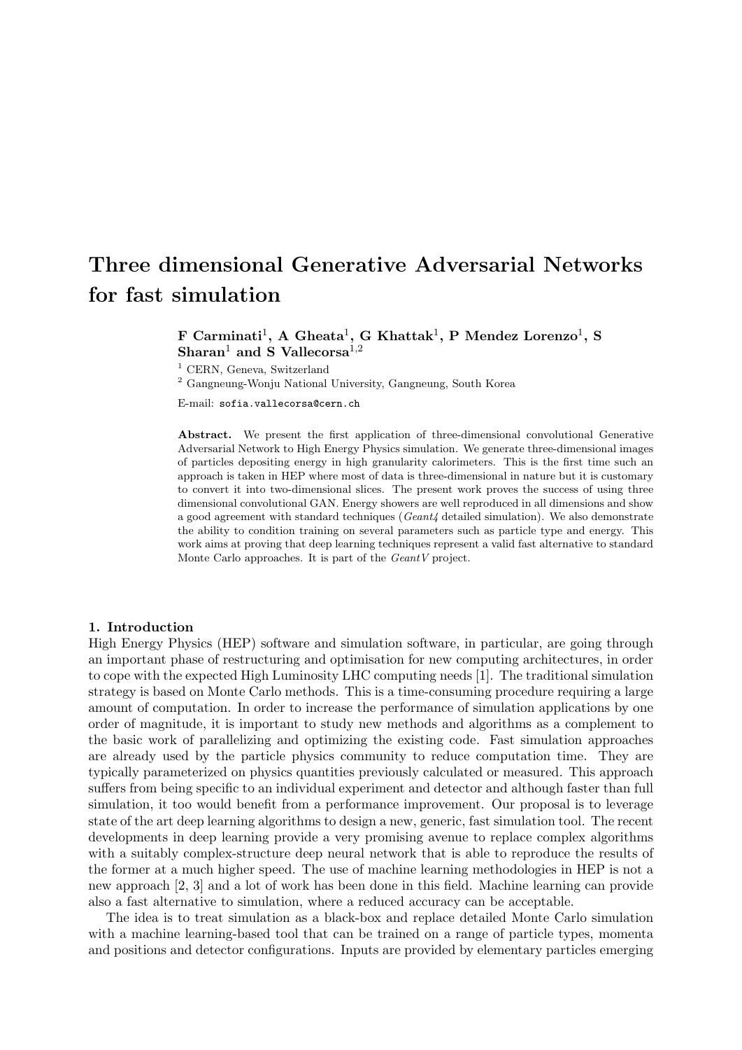# Three dimensional Generative Adversarial Networks for fast simulation

**F Carminati[1], A Gheata[1], G Khattak[1], P Mendez Lorenzo[1], S Sharan[1] and S Vallecorsa[1,2]**

[1] CERN, Geneva, Switzerland

[2] Gangneung-Wonju National University, Gangneung, South Korea

E-mail: sofia.vallecorsa@cern.ch

**Abstract.** We present the first application of three-dimensional convolutional Generative Adversarial Network to High Energy Physics simulation. We generate three-dimensional images of particles depositing energy in high granularity calorimeters. This is the first time such an approach is taken in HEP where most of data is three-dimensional in nature but it is customary to convert it into two-dimensional slices. The present work proves the success of using three dimensional convolutional GAN. Energy showers are well reproduced in all dimensions and show a good agreement with standard techniques (*Geant4* detailed simulation). We also demonstrate the ability to condition training on several parameters such as particle type and energy. This work aims at proving that deep learning techniques represent a valid fast alternative to standard Monte Carlo approaches. It is part of the *GeantV* project.

## 1. Introduction

High Energy Physics (HEP) software and simulation software, in particular, are going through an important phase of restructuring and optimisation for new computing architectures, in order to cope with the expected High Luminosity LHC computing needs [1]. The traditional simulation strategy is based on Monte Carlo methods. This is a time-consuming procedure requiring a large amount of computation. In order to increase the performance of simulation applications by one order of magnitude, it is important to study new methods and algorithms as a complement to the basic work of parallelizing and optimizing the existing code. Fast simulation approaches are already used by the particle physics community to reduce computation time. They are typically parameterized on physics quantities previously calculated or measured. This approach suffers from being specific to an individual experiment and detector and although faster than full simulation, it too would benefit from a performance improvement. Our proposal is to leverage state of the art deep learning algorithms to design a new, generic, fast simulation tool. The recent developments in deep learning provide a very promising avenue to replace complex algorithms with a suitably complex-structure deep neural network that is able to reproduce the results of the former at a much higher speed. The use of machine learning methodologies in HEP is not a new approach [2, 3] and a lot of work has been done in this field. Machine learning can provide also a fast alternative to simulation, where a reduced accuracy can be acceptable.

The idea is to treat simulation as a black-box and replace detailed Monte Carlo simulation with a machine learning-based tool that can be trained on a range of particle types, momenta and positions and detector configurations. Inputs are provided by elementary particles emerging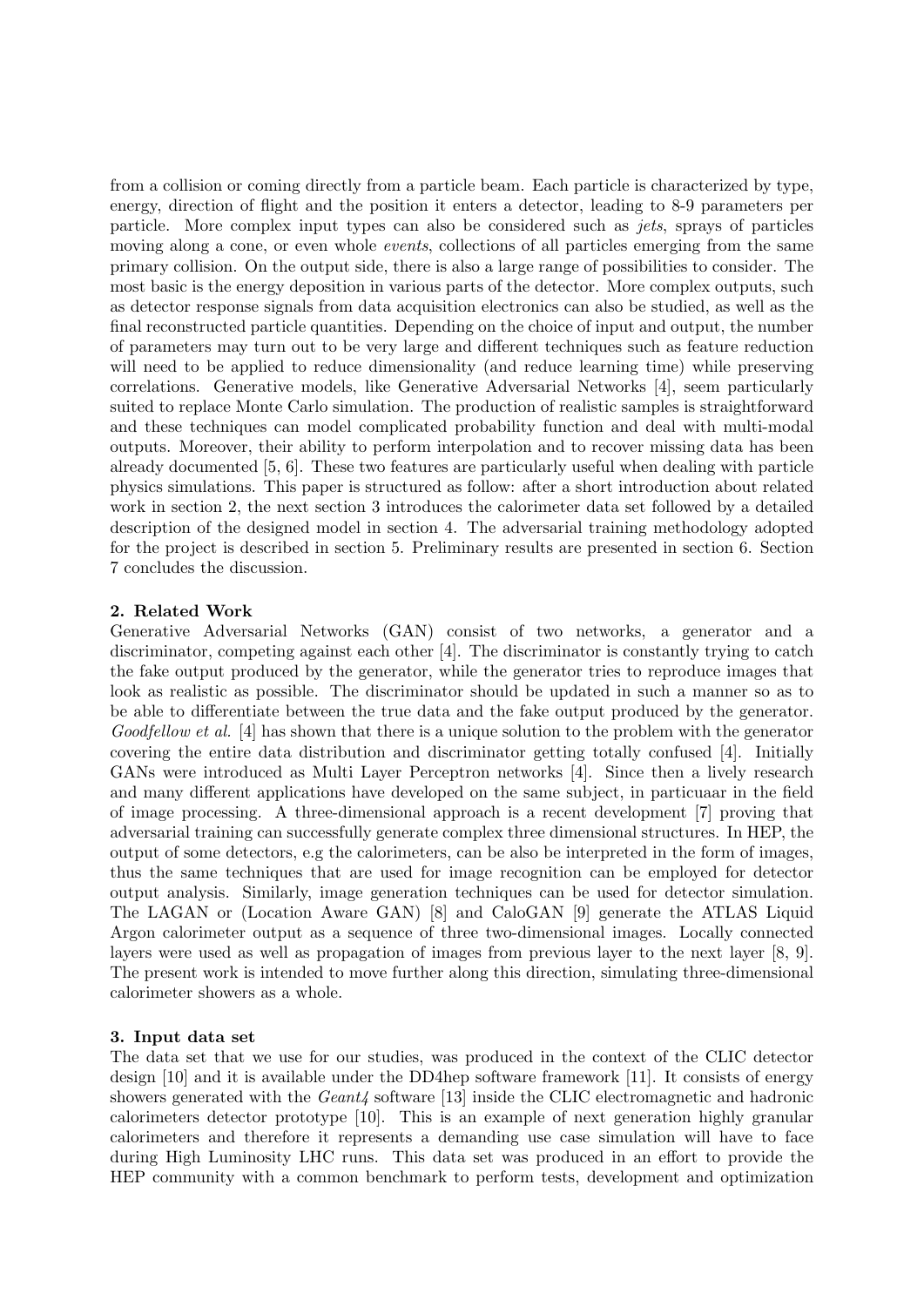from a collision or coming directly from a particle beam. Each particle is characterized by type, energy, direction of flight and the position it enters a detector, leading to 8-9 parameters per particle. More complex input types can also be considered such as *jets*, sprays of particles moving along a cone, or even whole *events*, collections of all particles emerging from the same primary collision. On the output side, there is also a large range of possibilities to consider. The most basic is the energy deposition in various parts of the detector. More complex outputs, such as detector response signals from data acquisition electronics can also be studied, as well as the final reconstructed particle quantities. Depending on the choice of input and output, the number of parameters may turn out to be very large and different techniques such as feature reduction will need to be applied to reduce dimensionality (and reduce learning time) while preserving correlations. Generative models, like Generative Adversarial Networks [4], seem particularly suited to replace Monte Carlo simulation. The production of realistic samples is straightforward and these techniques can model complicated probability function and deal with multi-modal outputs. Moreover, their ability to perform interpolation and to recover missing data has been already documented [5, 6]. These two features are particularly useful when dealing with particle physics simulations. This paper is structured as follow: after a short introduction about related work in section 2, the next section 3 introduces the calorimeter data set followed by a detailed description of the designed model in section 4. The adversarial training methodology adopted for the project is described in section 5. Preliminary results are presented in section 6. Section 7 concludes the discussion.

## 2. Related Work

Generative Adversarial Networks (GAN) consist of two networks, a generator and a discriminator, competing against each other [4]. The discriminator is constantly trying to catch the fake output produced by the generator, while the generator tries to reproduce images that look as realistic as possible. The discriminator should be updated in such a manner so as to be able to differentiate between the true data and the fake output produced by the generator. *Goodfellow et al.* [4] has shown that there is a unique solution to the problem with the generator covering the entire data distribution and discriminator getting totally confused [4]. Initially GANs were introduced as Multi Layer Perceptron networks [4]. Since then a lively research and many different applications have developed on the same subject, in particuaar in the field of image processing. A three-dimensional approach is a recent development [7] proving that adversarial training can successfully generate complex three dimensional structures. In HEP, the output of some detectors, e.g the calorimeters, can be also be interpreted in the form of images, thus the same techniques that are used for image recognition can be employed for detector output analysis. Similarly, image generation techniques can be used for detector simulation. The LAGAN or (Location Aware GAN) [8] and CaloGAN [9] generate the ATLAS Liquid Argon calorimeter output as a sequence of three two-dimensional images. Locally connected layers were used as well as propagation of images from previous layer to the next layer [8, 9]. The present work is intended to move further along this direction, simulating three-dimensional calorimeter showers as a whole.

## 3. Input data set

The data set that we use for our studies, was produced in the context of the CLIC detector design [10] and it is available under the DD4hep software framework [11]. It consists of energy showers generated with the *Geant4* software [13] inside the CLIC electromagnetic and hadronic calorimeters detector prototype [10]. This is an example of next generation highly granular calorimeters and therefore it represents a demanding use case simulation will have to face during High Luminosity LHC runs. This data set was produced in an effort to provide the HEP community with a common benchmark to perform tests, development and optimization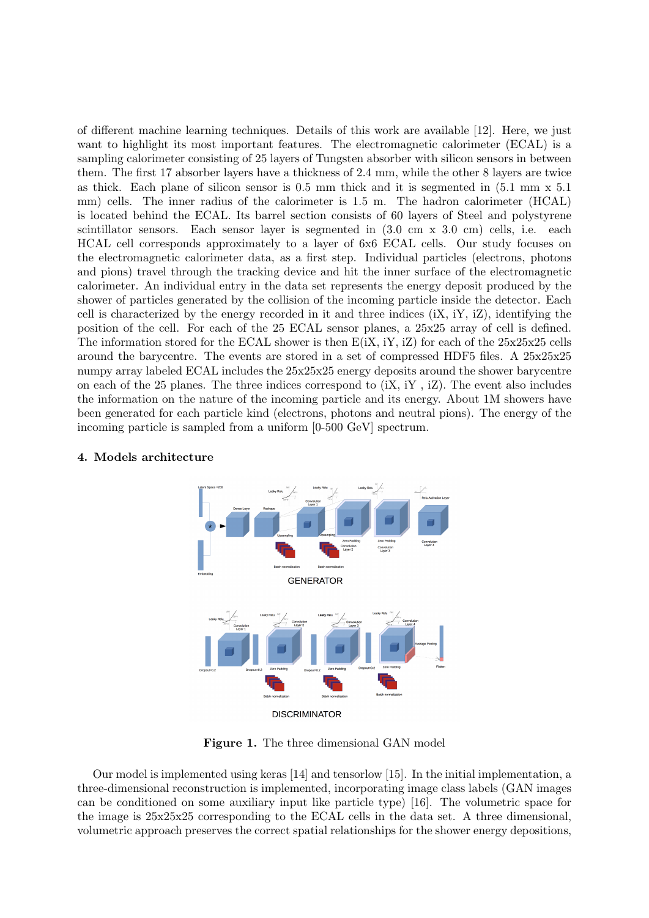of different machine learning techniques. Details of this work are available [12]. Here, we just want to highlight its most important features. The electromagnetic calorimeter (ECAL) is a sampling calorimeter consisting of 25 layers of Tungsten absorber with silicon sensors in between them. The first 17 absorber layers have a thickness of 2.4 mm, while the other 8 layers are twice as thick. Each plane of silicon sensor is 0.5 mm thick and it is segmented in (5.1 mm x 5.1 mm) cells. The inner radius of the calorimeter is 1.5 m. The hadron calorimeter (HCAL) is located behind the ECAL. Its barrel section consists of 60 layers of Steel and polystyrene scintillator sensors. Each sensor layer is segmented in (3.0 cm x 3.0 cm) cells, i.e. each HCAL cell corresponds approximately to a layer of 6x6 ECAL cells. Our study focuses on the electromagnetic calorimeter data, as a first step. Individual particles (electrons, photons and pions) travel through the tracking device and hit the inner surface of the electromagnetic calorimeter. An individual entry in the data set represents the energy deposit produced by the shower of particles generated by the collision of the incoming particle inside the detector. Each cell is characterized by the energy recorded in it and three indices (iX, iY, iZ), identifying the position of the cell. For each of the 25 ECAL sensor planes, a 25x25 array of cell is defined. The information stored for the ECAL shower is then E(iX, iY, iZ) for each of the 25x25x25 cells around the barycentre. The events are stored in a set of compressed HDF5 files. A 25x25x25 numpy array labeled ECAL includes the 25x25x25 energy deposits around the shower barycentre on each of the 25 planes. The three indices correspond to (iX, iY , iZ). The event also includes the information on the nature of the incoming particle and its energy. About 1M showers have been generated for each particle kind (electrons, photons and neutral pions). The energy of the incoming particle is sampled from a uniform [0-500 GeV] spectrum.

## 4. Models architecture

**Figure 1.** The three dimensional GAN model

Our model is implemented using keras [14] and tensorlow [15]. In the initial implementation, a three-dimensional reconstruction is implemented, incorporating image class labels (GAN images can be conditioned on some auxiliary input like particle type) [16]. The volumetric space for the image is 25x25x25 corresponding to the ECAL cells in the data set. A three dimensional, volumetric approach preserves the correct spatial relationships for the shower energy depositions,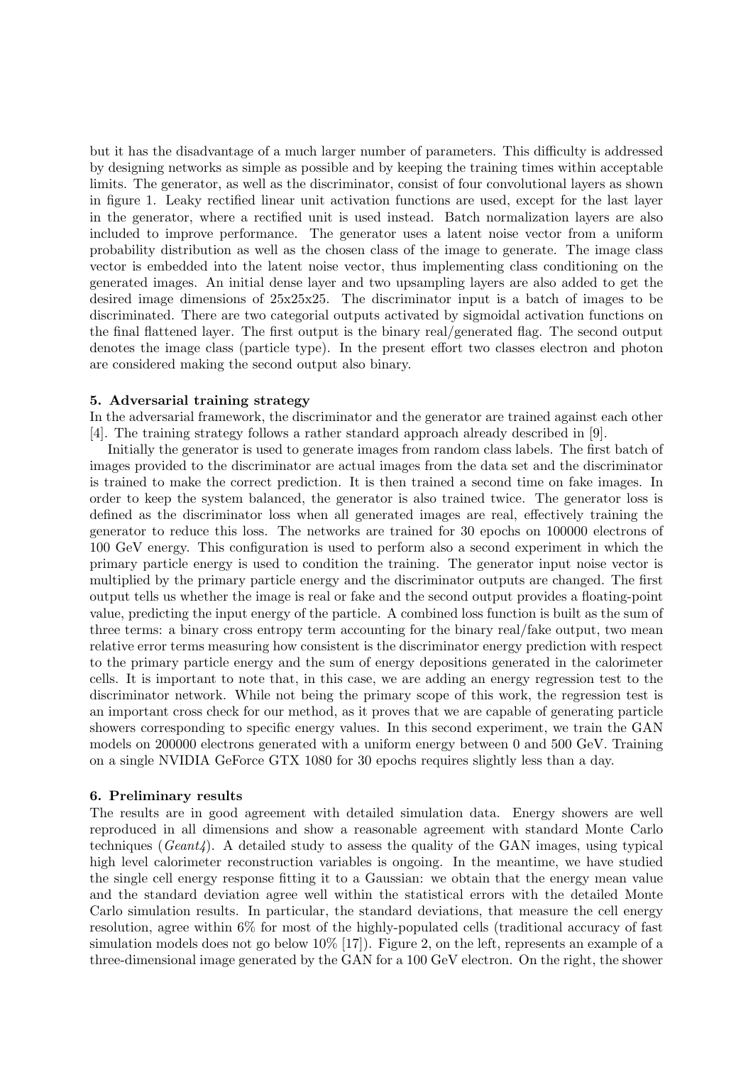but it has the disadvantage of a much larger number of parameters. This difficulty is addressed by designing networks as simple as possible and by keeping the training times within acceptable limits. The generator, as well as the discriminator, consist of four convolutional layers as shown in figure 1. Leaky rectified linear unit activation functions are used, except for the last layer in the generator, where a rectified unit is used instead. Batch normalization layers are also included to improve performance. The generator uses a latent noise vector from a uniform probability distribution as well as the chosen class of the image to generate. The image class vector is embedded into the latent noise vector, thus implementing class conditioning on the generated images. An initial dense layer and two upsampling layers are also added to get the desired image dimensions of 25x25x25. The discriminator input is a batch of images to be discriminated. There are two categorial outputs activated by sigmoidal activation functions on the final flattened layer. The first output is the binary real/generated flag. The second output denotes the image class (particle type). In the present effort two classes electron and photon are considered making the second output also binary.

### 5. Adversarial training strategy

In the adversarial framework, the discriminator and the generator are trained against each other [4]. The training strategy follows a rather standard approach already described in [9].

Initially the generator is used to generate images from random class labels. The first batch of images provided to the discriminator are actual images from the data set and the discriminator is trained to make the correct prediction. It is then trained a second time on fake images. In order to keep the system balanced, the generator is also trained twice. The generator loss is defined as the discriminator loss when all generated images are real, effectively training the generator to reduce this loss. The networks are trained for 30 epochs on 100000 electrons of 100 GeV energy. This configuration is used to perform also a second experiment in which the primary particle energy is used to condition the training. The generator input noise vector is multiplied by the primary particle energy and the discriminator outputs are changed. The first output tells us whether the image is real or fake and the second output provides a floating-point value, predicting the input energy of the particle. A combined loss function is built as the sum of three terms: a binary cross entropy term accounting for the binary real/fake output, two mean relative error terms measuring how consistent is the discriminator energy prediction with respect to the primary particle energy and the sum of energy depositions generated in the calorimeter cells. It is important to note that, in this case, we are adding an energy regression test to the discriminator network. While not being the primary scope of this work, the regression test is an important cross check for our method, as it proves that we are capable of generating particle showers corresponding to specific energy values. In this second experiment, we train the GAN models on 200000 electrons generated with a uniform energy between 0 and 500 GeV. Training on a single NVIDIA GeForce GTX 1080 for 30 epochs requires slightly less than a day.

### 6. Preliminary results

The results are in good agreement with detailed simulation data. Energy showers are well reproduced in all dimensions and show a reasonable agreement with standard Monte Carlo techniques (*Geant4*). A detailed study to assess the quality of the GAN images, using typical high level calorimeter reconstruction variables is ongoing. In the meantime, we have studied the single cell energy response fitting it to a Gaussian: we obtain that the energy mean value and the standard deviation agree well within the statistical errors with the detailed Monte Carlo simulation results. In particular, the standard deviations, that measure the cell energy resolution, agree within 6% for most of the highly-populated cells (traditional accuracy of fast simulation models does not go below 10% [17]). Figure 2, on the left, represents an example of a three-dimensional image generated by the GAN for a 100 GeV electron. On the right, the shower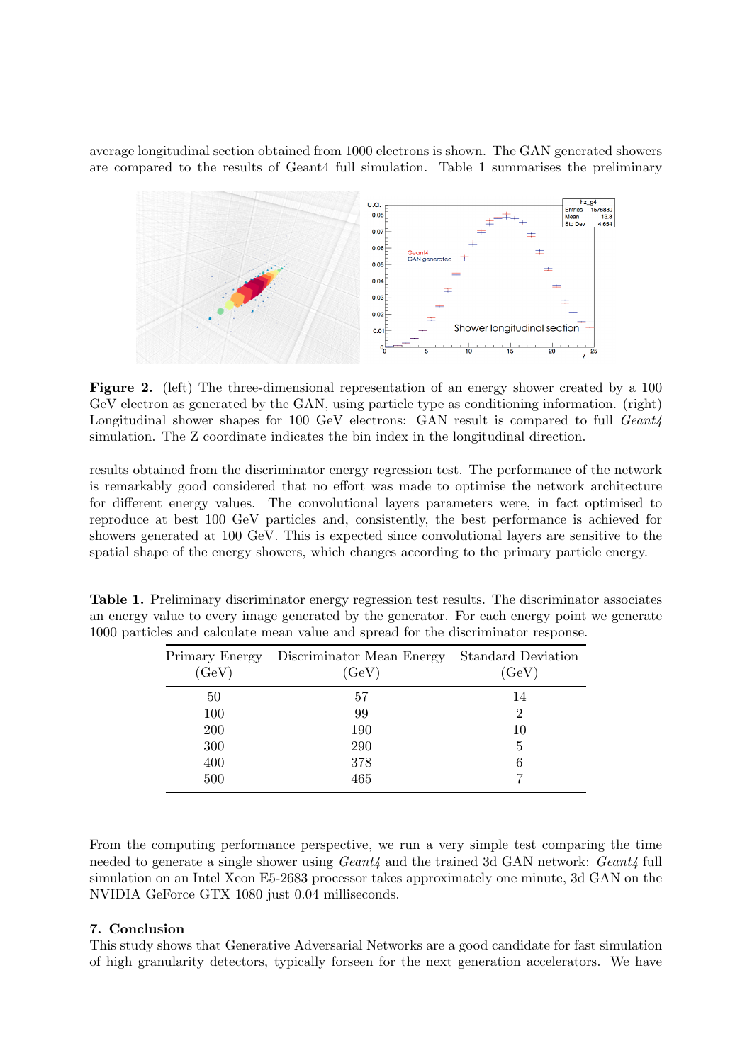average longitudinal section obtained from 1000 electrons is shown. The GAN generated showers are compared to the results of Geant4 full simulation. Table 1 summarises the preliminary

**Figure 2.** (left) The three-dimensional representation of an energy shower created by a 100 GeV electron as generated by the GAN, using particle type as conditioning information. (right) Longitudinal shower shapes for 100 GeV electrons: GAN result is compared to full *Geant4* simulation. The Z coordinate indicates the bin index in the longitudinal direction.

results obtained from the discriminator energy regression test. The performance of the network is remarkably good considered that no effort was made to optimise the network architecture for different energy values. The convolutional layers parameters were, in fact optimised to reproduce at best 100 GeV particles and, consistently, the best performance is achieved for showers generated at 100 GeV. This is expected since convolutional layers are sensitive to the spatial shape of the energy showers, which changes according to the primary particle energy.

**Table 1.** Preliminary discriminator energy regression test results. The discriminator associates an energy value to every image generated by the generator. For each energy point we generate 1000 particles and calculate mean value and spread for the discriminator response.

| Primary Energy (GeV) | Discriminator Mean Energy (GeV) | Standard Deviation (GeV) |
|---|---|---|
| 50 | 57 | 14 |
| 100 | 99 | 2 |
| 200 | 190 | 10 |
| 300 | 290 | 5 |
| 400 | 378 | 6 |
| 500 | 465 | 7 |

From the computing performance perspective, we run a very simple test comparing the time needed to generate a single shower using *Geant4* and the trained 3d GAN network: *Geant4* full simulation on an Intel Xeon E5-2683 processor takes approximately one minute, 3d GAN on the NVIDIA GeForce GTX 1080 just 0.04 milliseconds.

## 7. Conclusion

This study shows that Generative Adversarial Networks are a good candidate for fast simulation of high granularity detectors, typically forseen for the next generation accelerators. We have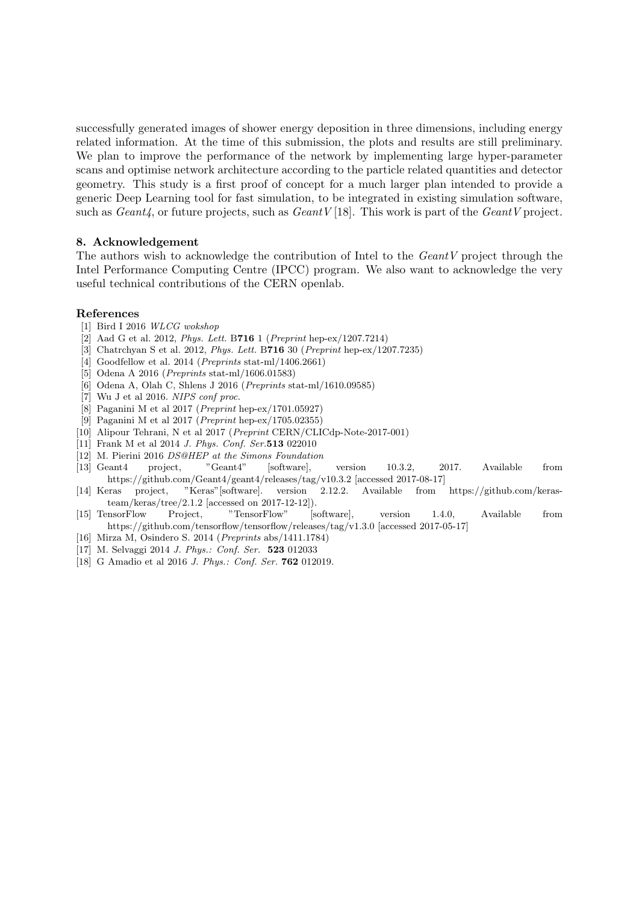successfully generated images of shower energy deposition in three dimensions, including energy related information. At the time of this submission, the plots and results are still preliminary. We plan to improve the performance of the network by implementing large hyper-parameter scans and optimise network architecture according to the particle related quantities and detector geometry. This study is a first proof of concept for a much larger plan intended to provide a generic Deep Learning tool for fast simulation, to be integrated in existing simulation software, such as *Geant4*, or future projects, such as *GeantV* [18]. This work is part of the *GeantV* project.

## 8. Acknowledgement

The authors wish to acknowledge the contribution of Intel to the *GeantV* project through the Intel Performance Computing Centre (IPCC) program. We also want to acknowledge the very useful technical contributions of the CERN openlab.

## References

[1] Bird I 2016 *WLCG wokshop*

[2] Aad G et al. 2012, *Phys. Lett.* B**716** 1 (*Preprint* hep-ex/1207.7214)

[3] Chatrchyan S et al. 2012, *Phys. Lett.* B**716** 30 (*Preprint* hep-ex/1207.7235)

[4] Goodfellow et al. 2014 (*Preprints* stat-ml/1406.2661)

[5] Odena A 2016 (*Preprints* stat-ml/1606.01583)

[6] Odena A, Olah C, Shlens J 2016 (*Preprints* stat-ml/1610.09585)

[7] Wu J et al 2016. *NIPS conf proc.*

[8] Paganini M et al 2017 (*Preprint* hep-ex/1701.05927)

[9] Paganini M et al 2017 (*Preprint* hep-ex/1705.02355)

[10] Alipour Tehrani, N et al 2017 (*Preprint* CERN/CLICdp-Note-2017-001)

[11] Frank M et al 2014 *J. Phys. Conf. Ser.***513** 022010

[12] M. Pierini 2016 *DS@HEP at the Simons Foundation*

[13] Geant4 project, "Geant4" [software], version 10.3.2, 2017. Available from https://github.com/Geant4/geant4/releases/tag/v10.3.2 [accessed 2017-08-17]

[14] Keras project, "Keras"[software]. version 2.12.2. Available from https://github.com/keras-team/keras/tree/2.1.2 [accessed on 2017-12-12]).

[15] TensorFlow Project, "TensorFlow" [software], version 1.4.0, Available from https://github.com/tensorflow/tensorflow/releases/tag/v1.3.0 [accessed 2017-05-17]

[16] Mirza M, Osindero S. 2014 (*Preprints* abs/1411.1784)

[17] M. Selvaggi 2014 *J. Phys.: Conf. Ser.* **523** 012033

[18] G Amadio et al 2016 *J. Phys.: Conf. Ser.* **762** 012019.